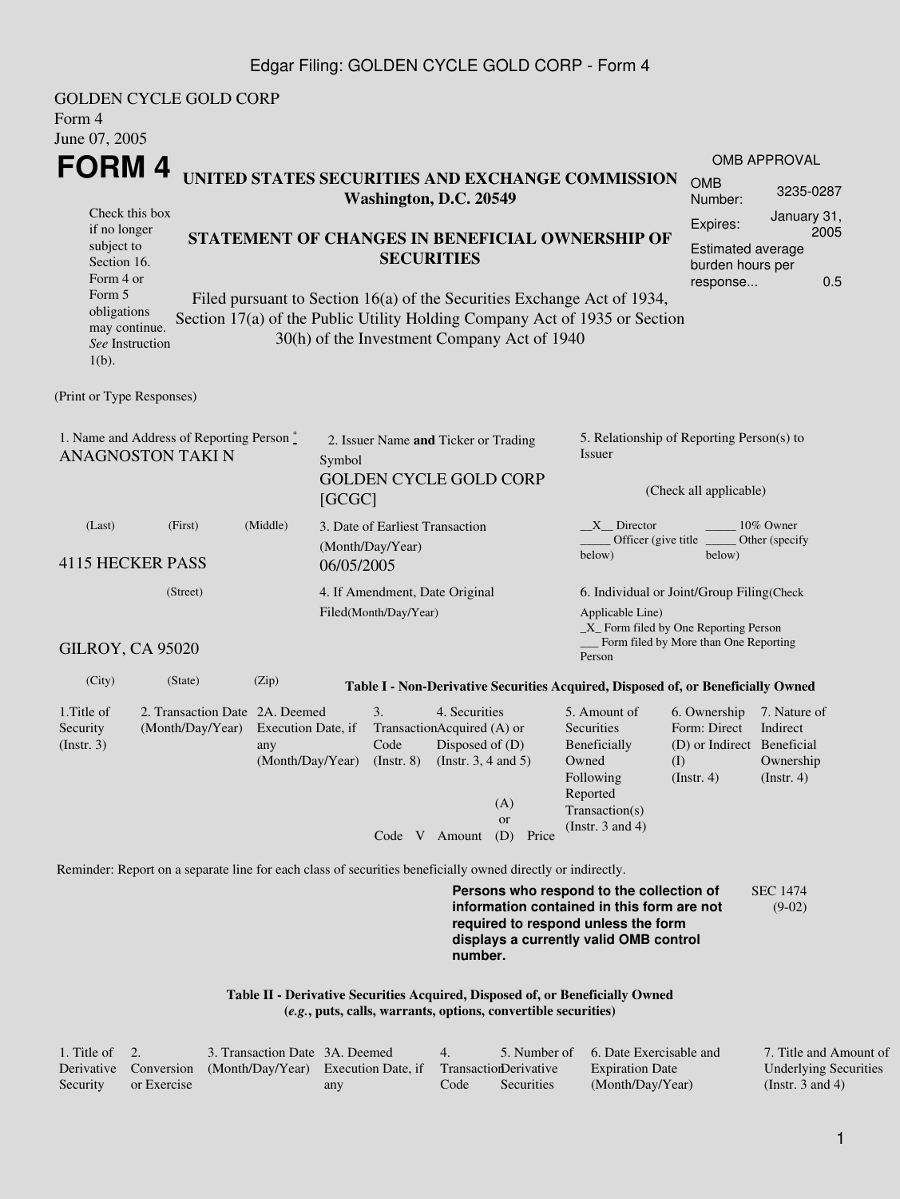GOLDEN CYCLE GOLD CORP
Form 4
June 07, 2005

# FORM 4

## UNITED STATES SECURITIES AND EXCHANGE COMMISSION
**Washington, D.C. 20549**

Check this box if no longer subject to Section 16. Form 4 or Form 5 obligations may continue. *See* Instruction 1(b).

### STATEMENT OF CHANGES IN BENEFICIAL OWNERSHIP OF SECURITIES

Filed pursuant to Section 16(a) of the Securities Exchange Act of 1934, Section 17(a) of the Public Utility Holding Company Act of 1935 or Section 30(h) of the Investment Company Act of 1940

| OMB APPROVAL | |
|---|---|
| OMB Number: | 3235-0287 |
| Expires: | January 31, 2005 |
| Estimated average burden hours per response... | 0.5 |

(Print or Type Responses)

1. Name and Address of Reporting Person *
ANAGNOSTON TAKI N

(Last) (First) (Middle)

4115 HECKER PASS

(Street)

GILROY, CA 95020

(City) (State) (Zip)

2. Issuer Name **and** Ticker or Trading Symbol
GOLDEN CYCLE GOLD CORP [GCGC]

3. Date of Earliest Transaction (Month/Day/Year)
06/05/2005

4. If Amendment, Date Original Filed(Month/Day/Year)

5. Relationship of Reporting Person(s) to Issuer

(Check all applicable)

__X__ Director _____ 10% Owner
_____ Officer (give title below) _____ Other (specify below)

6. Individual or Joint/Group Filing(Check Applicable Line)
_X_ Form filed by One Reporting Person
___ Form filed by More than One Reporting Person

**Table I - Non-Derivative Securities Acquired, Disposed of, or Beneficially Owned**

| 1.Title of Security (Instr. 3) | 2. Transaction Date (Month/Day/Year) | 2A. Deemed Execution Date, if any (Month/Day/Year) | 3. Transaction Code (Instr. 8) | | 4. Securities Acquired (A) or Disposed of (D) (Instr. 3, 4 and 5) | | | 5. Amount of Securities Beneficially Owned Following Reported Transaction(s) (Instr. 3 and 4) | 6. Ownership Form: Direct (D) or Indirect (I) (Instr. 4) | 7. Nature of Indirect Beneficial Ownership (Instr. 4) |
|---|---|---|---|---|---|---|---|---|---|---|
| | | | Code | V | Amount | (A) or (D) | Price | | | |

Reminder: Report on a separate line for each class of securities beneficially owned directly or indirectly.

**Persons who respond to the collection of information contained in this form are not required to respond unless the form displays a currently valid OMB control number.**

SEC 1474 (9-02)

**Table II - Derivative Securities Acquired, Disposed of, or Beneficially Owned**
**(*e.g.*, puts, calls, warrants, options, convertible securities)**

| 1. Title of Derivative Security | 2. Conversion or Exercise | 3. Transaction Date (Month/Day/Year) | 3A. Deemed Execution Date, if any | 4. Transaction Code | 5. Number of Derivative Securities | 6. Date Exercisable and Expiration Date (Month/Day/Year) | 7. Title and Amount of Underlying Securities (Instr. 3 and 4) |
|---|---|---|---|---|---|---|---|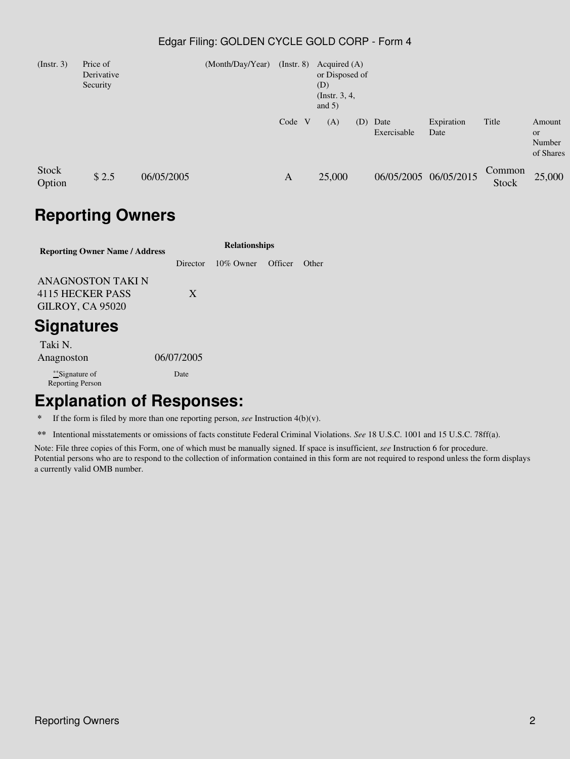| (Instr. 3) | Price of Derivative Security | | (Month/Day/Year) | (Instr. 8) | | Acquired (A) or Disposed of (D) (Instr. 3, 4, and 5) | | | | | |
|---|---|---|---|---|---|---|---|---|---|---|---|
| | | | | Code | V | (A) | (D) | Date Exercisable | Expiration Date | Title | Amount or Number of Shares |
| Stock Option | $ 2.5 | 06/05/2005 | | A | | 25,000 | | 06/05/2005 | 06/05/2015 | Common Stock | 25,000 |

# Reporting Owners

| Reporting Owner Name / Address | Relationships | | | |
|---|---|---|---|---|
| | Director | 10% Owner | Officer | Other |
| ANAGNOSTON TAKI N<br>4115 HECKER PASS<br>GILROY, CA 95020 | X | | | |

# Signatures

| Taki N. Anagnoston | 06/07/2005 |
|---|---|
| **Signature of Reporting Person | Date |

# Explanation of Responses:

\* If the form is filed by more than one reporting person, *see* Instruction 4(b)(v).

** Intentional misstatements or omissions of facts constitute Federal Criminal Violations. *See* 18 U.S.C. 1001 and 15 U.S.C. 78ff(a).

Note: File three copies of this Form, one of which must be manually signed. If space is insufficient, *see* Instruction 6 for procedure.
Potential persons who are to respond to the collection of information contained in this form are not required to respond unless the form displays a currently valid OMB number.